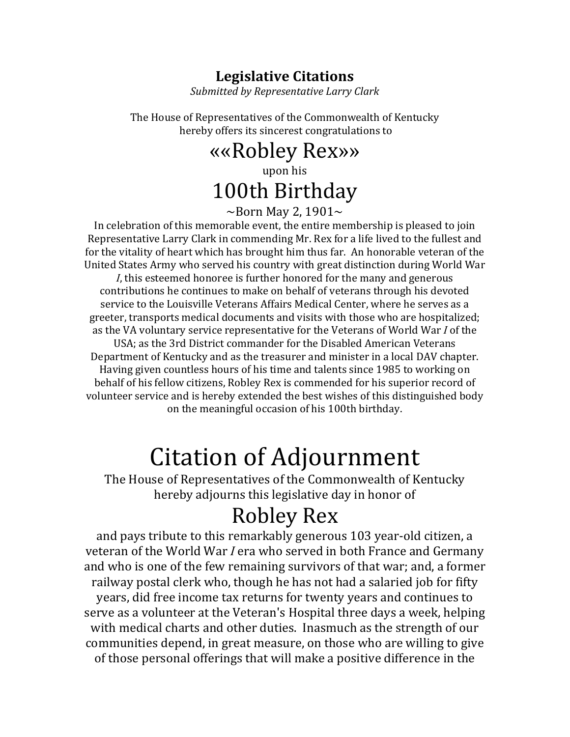## Legislative Citations

*Submitted by Representative Larry Clark*

The House of Representatives of the Commonwealth of Kentucky
hereby offers its sincerest congratulations to

# ««Robley Rex»»

upon his

# 100th Birthday

~Born May 2, 1901~

In celebration of this memorable event, the entire membership is pleased to join Representative Larry Clark in commending Mr. Rex for a life lived to the fullest and for the vitality of heart which has brought him thus far. An honorable veteran of the United States Army who served his country with great distinction during World War *I*, this esteemed honoree is further honored for the many and generous contributions he continues to make on behalf of veterans through his devoted service to the Louisville Veterans Affairs Medical Center, where he serves as a greeter, transports medical documents and visits with those who are hospitalized; as the VA voluntary service representative for the Veterans of World War *I* of the USA; as the 3rd District commander for the Disabled American Veterans Department of Kentucky and as the treasurer and minister in a local DAV chapter. Having given countless hours of his time and talents since 1985 to working on behalf of his fellow citizens, Robley Rex is commended for his superior record of volunteer service and is hereby extended the best wishes of this distinguished body on the meaningful occasion of his 100th birthday.

# Citation of Adjournment

The House of Representatives of the Commonwealth of Kentucky
hereby adjourns this legislative day in honor of

# Robley Rex

and pays tribute to this remarkably generous 103 year-old citizen, a veteran of the World War *I* era who served in both France and Germany and who is one of the few remaining survivors of that war; and, a former railway postal clerk who, though he has not had a salaried job for fifty years, did free income tax returns for twenty years and continues to serve as a volunteer at the Veteran's Hospital three days a week, helping with medical charts and other duties. Inasmuch as the strength of our communities depend, in great measure, on those who are willing to give of those personal offerings that will make a positive difference in the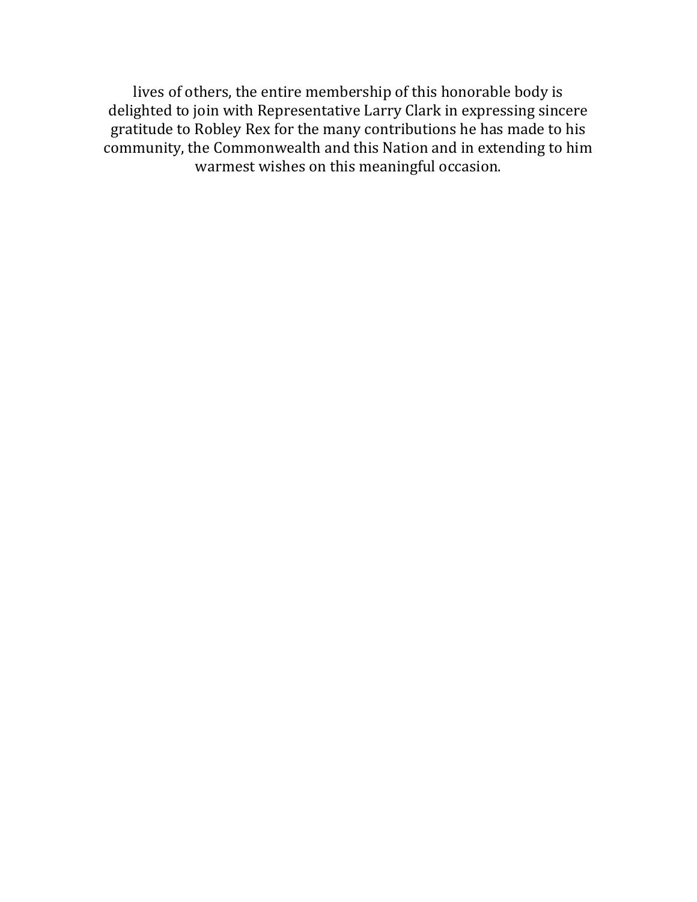lives of others, the entire membership of this honorable body is delighted to join with Representative Larry Clark in expressing sincere gratitude to Robley Rex for the many contributions he has made to his community, the Commonwealth and this Nation and in extending to him warmest wishes on this meaningful occasion.